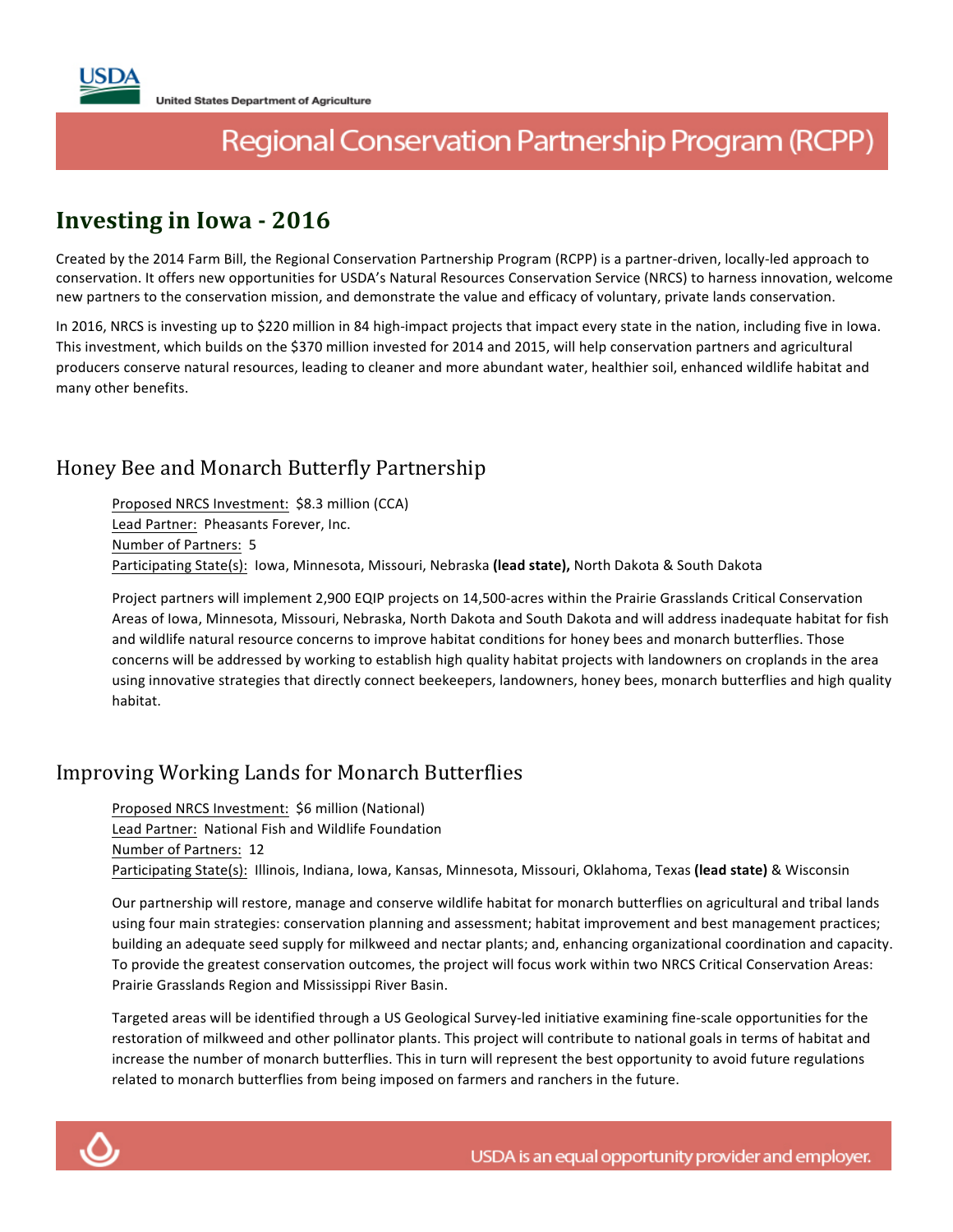USDA

United States Department of Agriculture

# Regional Conservation Partnership Program (RCPP)

## Investing in Iowa - 2016

Created by the 2014 Farm Bill, the Regional Conservation Partnership Program (RCPP) is a partner-driven, locally-led approach to conservation. It offers new opportunities for USDA's Natural Resources Conservation Service (NRCS) to harness innovation, welcome new partners to the conservation mission, and demonstrate the value and efficacy of voluntary, private lands conservation.

In 2016, NRCS is investing up to $220 million in 84 high-impact projects that impact every state in the nation, including five in Iowa. This investment, which builds on the $370 million invested for 2014 and 2015, will help conservation partners and agricultural producers conserve natural resources, leading to cleaner and more abundant water, healthier soil, enhanced wildlife habitat and many other benefits.

### Honey Bee and Monarch Butterfly Partnership

Proposed NRCS Investment: $8.3 million (CCA)
Lead Partner: Pheasants Forever, Inc.
Number of Partners: 5
Participating State(s): Iowa, Minnesota, Missouri, Nebraska **(lead state),** North Dakota & South Dakota

Project partners will implement 2,900 EQIP projects on 14,500-acres within the Prairie Grasslands Critical Conservation Areas of Iowa, Minnesota, Missouri, Nebraska, North Dakota and South Dakota and will address inadequate habitat for fish and wildlife natural resource concerns to improve habitat conditions for honey bees and monarch butterflies. Those concerns will be addressed by working to establish high quality habitat projects with landowners on croplands in the area using innovative strategies that directly connect beekeepers, landowners, honey bees, monarch butterflies and high quality habitat.

### Improving Working Lands for Monarch Butterflies

Proposed NRCS Investment: $6 million (National)
Lead Partner: National Fish and Wildlife Foundation
Number of Partners: 12
Participating State(s): Illinois, Indiana, Iowa, Kansas, Minnesota, Missouri, Oklahoma, Texas **(lead state)** & Wisconsin

Our partnership will restore, manage and conserve wildlife habitat for monarch butterflies on agricultural and tribal lands using four main strategies: conservation planning and assessment; habitat improvement and best management practices; building an adequate seed supply for milkweed and nectar plants; and, enhancing organizational coordination and capacity. To provide the greatest conservation outcomes, the project will focus work within two NRCS Critical Conservation Areas: Prairie Grasslands Region and Mississippi River Basin.

Targeted areas will be identified through a US Geological Survey-led initiative examining fine-scale opportunities for the restoration of milkweed and other pollinator plants. This project will contribute to national goals in terms of habitat and increase the number of monarch butterflies. This in turn will represent the best opportunity to avoid future regulations related to monarch butterflies from being imposed on farmers and ranchers in the future.

USDA is an equal opportunity provider and employer.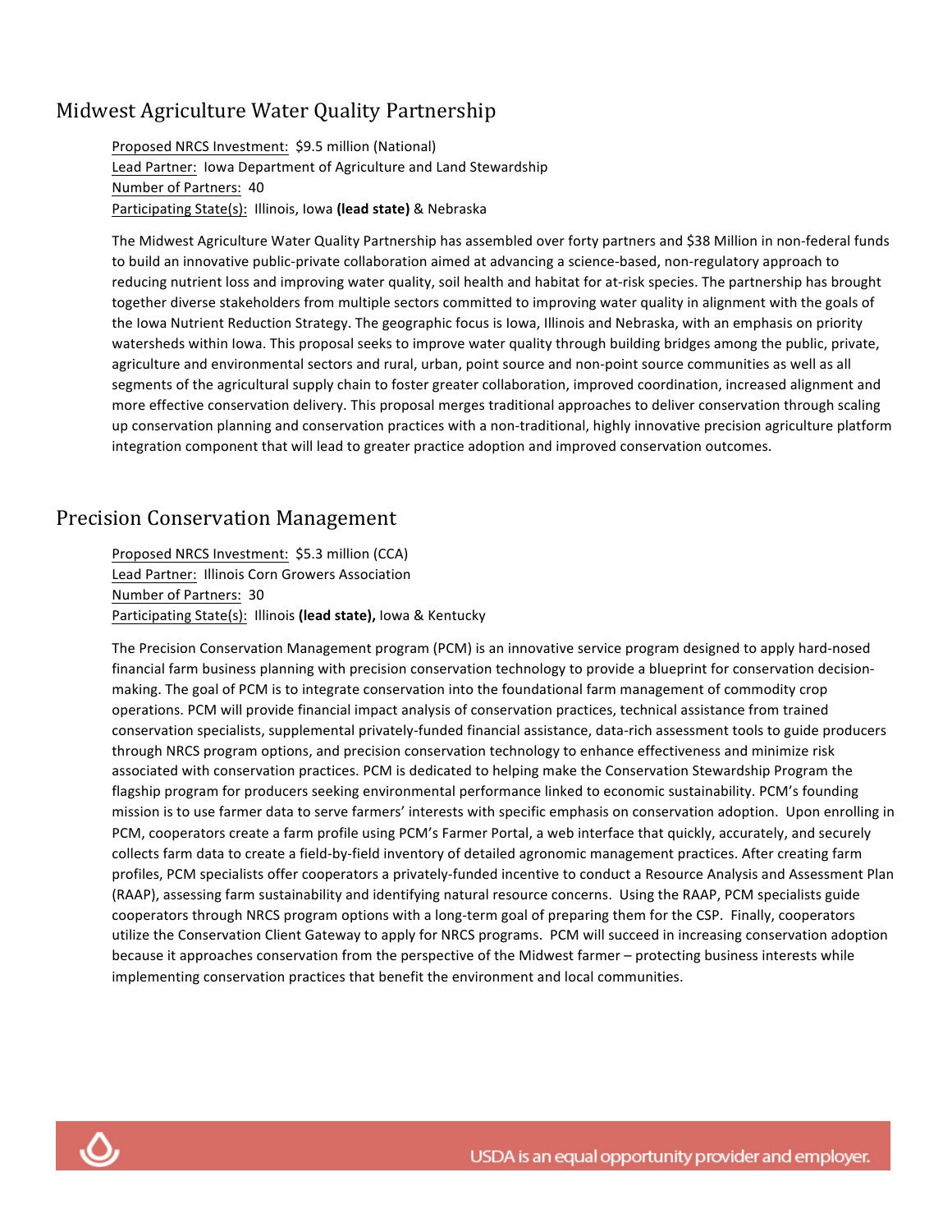## Midwest Agriculture Water Quality Partnership

Proposed NRCS Investment: $9.5 million (National)
Lead Partner: Iowa Department of Agriculture and Land Stewardship
Number of Partners: 40
Participating State(s): Illinois, Iowa **(lead state)** & Nebraska

The Midwest Agriculture Water Quality Partnership has assembled over forty partners and $38 Million in non-federal funds to build an innovative public-private collaboration aimed at advancing a science-based, non-regulatory approach to reducing nutrient loss and improving water quality, soil health and habitat for at-risk species. The partnership has brought together diverse stakeholders from multiple sectors committed to improving water quality in alignment with the goals of the Iowa Nutrient Reduction Strategy. The geographic focus is Iowa, Illinois and Nebraska, with an emphasis on priority watersheds within Iowa. This proposal seeks to improve water quality through building bridges among the public, private, agriculture and environmental sectors and rural, urban, point source and non-point source communities as well as all segments of the agricultural supply chain to foster greater collaboration, improved coordination, increased alignment and more effective conservation delivery. This proposal merges traditional approaches to deliver conservation through scaling up conservation planning and conservation practices with a non-traditional, highly innovative precision agriculture platform integration component that will lead to greater practice adoption and improved conservation outcomes.

## Precision Conservation Management

Proposed NRCS Investment: $5.3 million (CCA)
Lead Partner: Illinois Corn Growers Association
Number of Partners: 30
Participating State(s): Illinois **(lead state),** Iowa & Kentucky

The Precision Conservation Management program (PCM) is an innovative service program designed to apply hard-nosed financial farm business planning with precision conservation technology to provide a blueprint for conservation decision-making. The goal of PCM is to integrate conservation into the foundational farm management of commodity crop operations. PCM will provide financial impact analysis of conservation practices, technical assistance from trained conservation specialists, supplemental privately-funded financial assistance, data-rich assessment tools to guide producers through NRCS program options, and precision conservation technology to enhance effectiveness and minimize risk associated with conservation practices. PCM is dedicated to helping make the Conservation Stewardship Program the flagship program for producers seeking environmental performance linked to economic sustainability. PCM's founding mission is to use farmer data to serve farmers' interests with specific emphasis on conservation adoption. Upon enrolling in PCM, cooperators create a farm profile using PCM's Farmer Portal, a web interface that quickly, accurately, and securely collects farm data to create a field-by-field inventory of detailed agronomic management practices. After creating farm profiles, PCM specialists offer cooperators a privately-funded incentive to conduct a Resource Analysis and Assessment Plan (RAAP), assessing farm sustainability and identifying natural resource concerns. Using the RAAP, PCM specialists guide cooperators through NRCS program options with a long-term goal of preparing them for the CSP. Finally, cooperators utilize the Conservation Client Gateway to apply for NRCS programs. PCM will succeed in increasing conservation adoption because it approaches conservation from the perspective of the Midwest farmer – protecting business interests while implementing conservation practices that benefit the environment and local communities.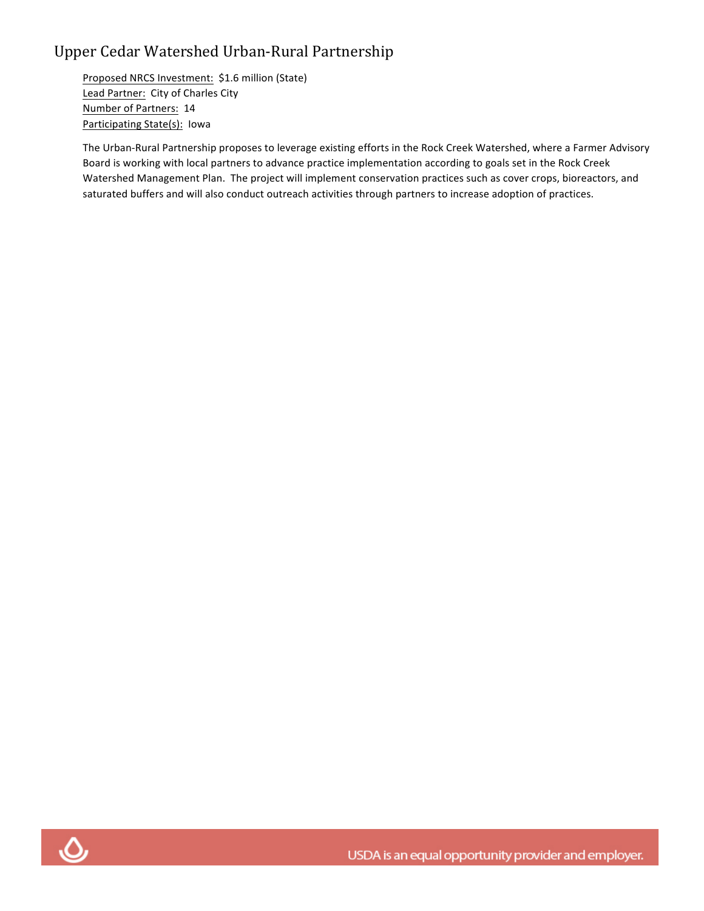## Upper Cedar Watershed Urban-Rural Partnership

Proposed NRCS Investment: $1.6 million (State)
Lead Partner: City of Charles City
Number of Partners: 14
Participating State(s): Iowa

The Urban-Rural Partnership proposes to leverage existing efforts in the Rock Creek Watershed, where a Farmer Advisory Board is working with local partners to advance practice implementation according to goals set in the Rock Creek Watershed Management Plan. The project will implement conservation practices such as cover crops, bioreactors, and saturated buffers and will also conduct outreach activities through partners to increase adoption of practices.